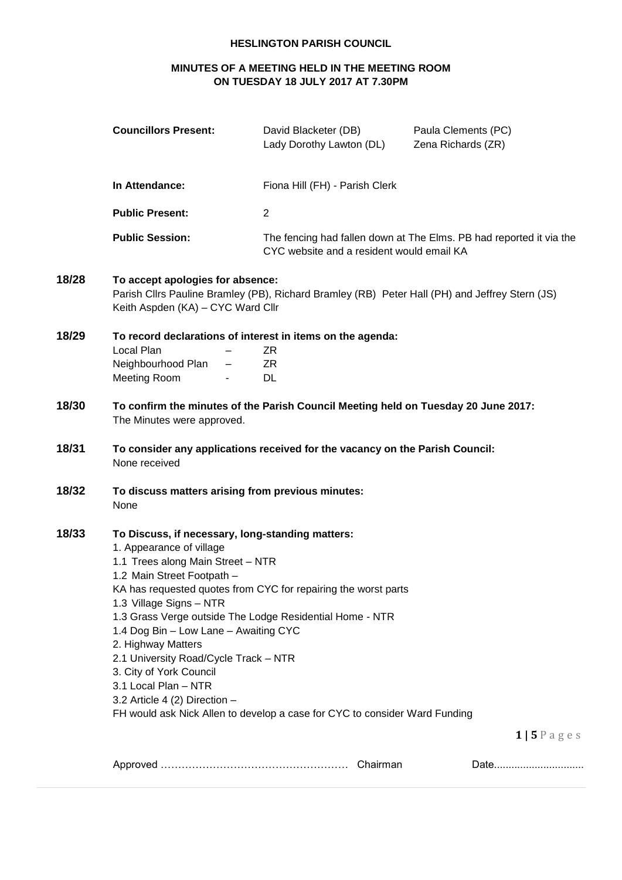**HESLINGTON PARISH COUNCIL**

**MINUTES OF A MEETING HELD IN THE MEETING ROOM ON TUESDAY 18 JULY 2017 AT 7.30PM**

| | | |
|---|---|---|
| **Councillors Present:** | David Blacketer (DB)<br>Lady Dorothy Lawton (DL) | Paula Clements (PC)<br>Zena Richards (ZR) |
| **In Attendance:** | Fiona Hill (FH) - Parish Clerk | |
| **Public Present:** | 2 | |
| **Public Session:** | The fencing had fallen down at The Elms. PB had reported it via the CYC website and a resident would email KA | |

**18/28 To accept apologies for absence:**
Parish Cllrs Pauline Bramley (PB), Richard Bramley (RB) Peter Hall (PH) and Jeffrey Stern (JS)
Keith Aspden (KA) – CYC Ward Cllr

**18/29 To record declarations of interest in items on the agenda:**

| | | |
|---|---|---|
| Local Plan | – | ZR |
| Neighbourhood Plan | – | ZR |
| Meeting Room | - | DL |

**18/30 To confirm the minutes of the Parish Council Meeting held on Tuesday 20 June 2017:**
The Minutes were approved.

**18/31 To consider any applications received for the vacancy on the Parish Council:**
None received

**18/32 To discuss matters arising from previous minutes:**
None

**18/33 To Discuss, if necessary, long-standing matters:**
1. Appearance of village
1.1 Trees along Main Street – NTR
1.2 Main Street Footpath –
KA has requested quotes from CYC for repairing the worst parts
1.3 Village Signs – NTR
1.3 Grass Verge outside The Lodge Residential Home - NTR
1.4 Dog Bin – Low Lane – Awaiting CYC
2. Highway Matters
2.1 University Road/Cycle Track – NTR
3. City of York Council
3.1 Local Plan – NTR
3.2 Article 4 (2) Direction –
FH would ask Nick Allen to develop a case for CYC to consider Ward Funding

Approved …………………………………………… Chairman Date...............................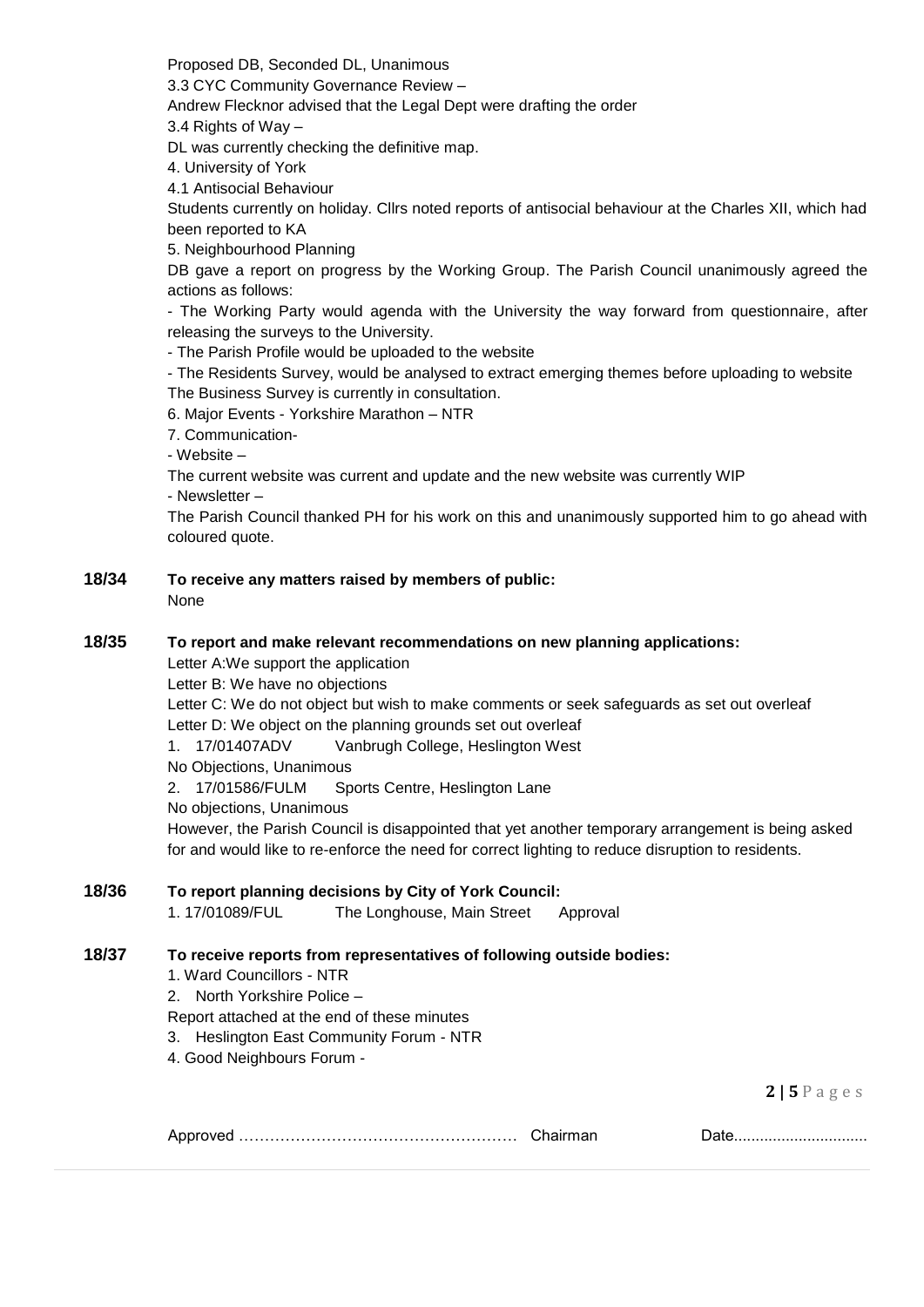Proposed DB, Seconded DL, Unanimous

3.3 CYC Community Governance Review –

Andrew Flecknor advised that the Legal Dept were drafting the order

3.4 Rights of Way –

DL was currently checking the definitive map.

4. University of York

4.1 Antisocial Behaviour

Students currently on holiday. Cllrs noted reports of antisocial behaviour at the Charles XII, which had been reported to KA

5. Neighbourhood Planning

DB gave a report on progress by the Working Group. The Parish Council unanimously agreed the actions as follows:

- The Working Party would agenda with the University the way forward from questionnaire, after releasing the surveys to the University.
- The Parish Profile would be uploaded to the website
- The Residents Survey, would be analysed to extract emerging themes before uploading to website

The Business Survey is currently in consultation.

6. Major Events - Yorkshire Marathon – NTR

7. Communication-

- Website –

The current website was current and update and the new website was currently WIP

- Newsletter –

The Parish Council thanked PH for his work on this and unanimously supported him to go ahead with coloured quote.

**18/34 To receive any matters raised by members of public:**

None

**18/35 To report and make relevant recommendations on new planning applications:**

Letter A:We support the application

Letter B: We have no objections

Letter C: We do not object but wish to make comments or seek safeguards as set out overleaf

Letter D: We object on the planning grounds set out overleaf

1. 17/01407ADV Vanbrugh College, Heslington West

No Objections, Unanimous

2. 17/01586/FULM Sports Centre, Heslington Lane

No objections, Unanimous

However, the Parish Council is disappointed that yet another temporary arrangement is being asked for and would like to re-enforce the need for correct lighting to reduce disruption to residents.

**18/36 To report planning decisions by City of York Council:**

1. 17/01089/FUL The Longhouse, Main Street Approval

**18/37 To receive reports from representatives of following outside bodies:**

1. Ward Councillors - NTR
2. North Yorkshire Police –

Report attached at the end of these minutes

3. Heslington East Community Forum - NTR
4. Good Neighbours Forum -

Approved …………………………………………… Chairman Date...............................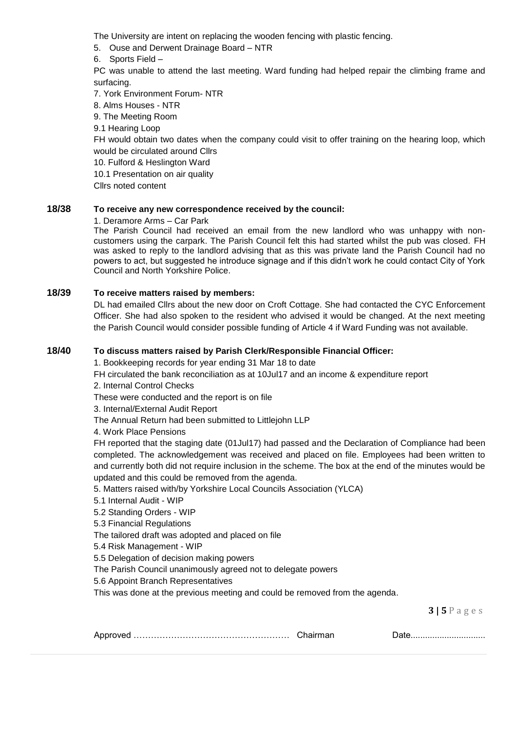The University are intent on replacing the wooden fencing with plastic fencing.

5. Ouse and Derwent Drainage Board – NTR
6. Sports Field –

PC was unable to attend the last meeting. Ward funding had helped repair the climbing frame and surfacing.

7. York Environment Forum- NTR
8. Alms Houses - NTR
9. The Meeting Room

9.1 Hearing Loop

FH would obtain two dates when the company could visit to offer training on the hearing loop, which would be circulated around Cllrs

10. Fulford & Heslington Ward

10.1 Presentation on air quality

Cllrs noted content

**18/38 To receive any new correspondence received by the council:**

1. Deramore Arms – Car Park

The Parish Council had received an email from the new landlord who was unhappy with non-customers using the carpark. The Parish Council felt this had started whilst the pub was closed. FH was asked to reply to the landlord advising that as this was private land the Parish Council had no powers to act, but suggested he introduce signage and if this didn't work he could contact City of York Council and North Yorkshire Police.

**18/39 To receive matters raised by members:**

DL had emailed Cllrs about the new door on Croft Cottage. She had contacted the CYC Enforcement Officer. She had also spoken to the resident who advised it would be changed. At the next meeting the Parish Council would consider possible funding of Article 4 if Ward Funding was not available.

**18/40 To discuss matters raised by Parish Clerk/Responsible Financial Officer:**

1. Bookkeeping records for year ending 31 Mar 18 to date

FH circulated the bank reconciliation as at 10Jul17 and an income & expenditure report

2. Internal Control Checks

These were conducted and the report is on file

3. Internal/External Audit Report

The Annual Return had been submitted to Littlejohn LLP

4. Work Place Pensions

FH reported that the staging date (01Jul17) had passed and the Declaration of Compliance had been completed. The acknowledgement was received and placed on file. Employees had been written to and currently both did not require inclusion in the scheme. The box at the end of the minutes would be updated and this could be removed from the agenda.

5. Matters raised with/by Yorkshire Local Councils Association (YLCA)

5.1 Internal Audit - WIP

5.2 Standing Orders - WIP

5.3 Financial Regulations

The tailored draft was adopted and placed on file

5.4 Risk Management - WIP

5.5 Delegation of decision making powers

The Parish Council unanimously agreed not to delegate powers

5.6 Appoint Branch Representatives

This was done at the previous meeting and could be removed from the agenda.

Approved …………………………………………… Chairman Date..............................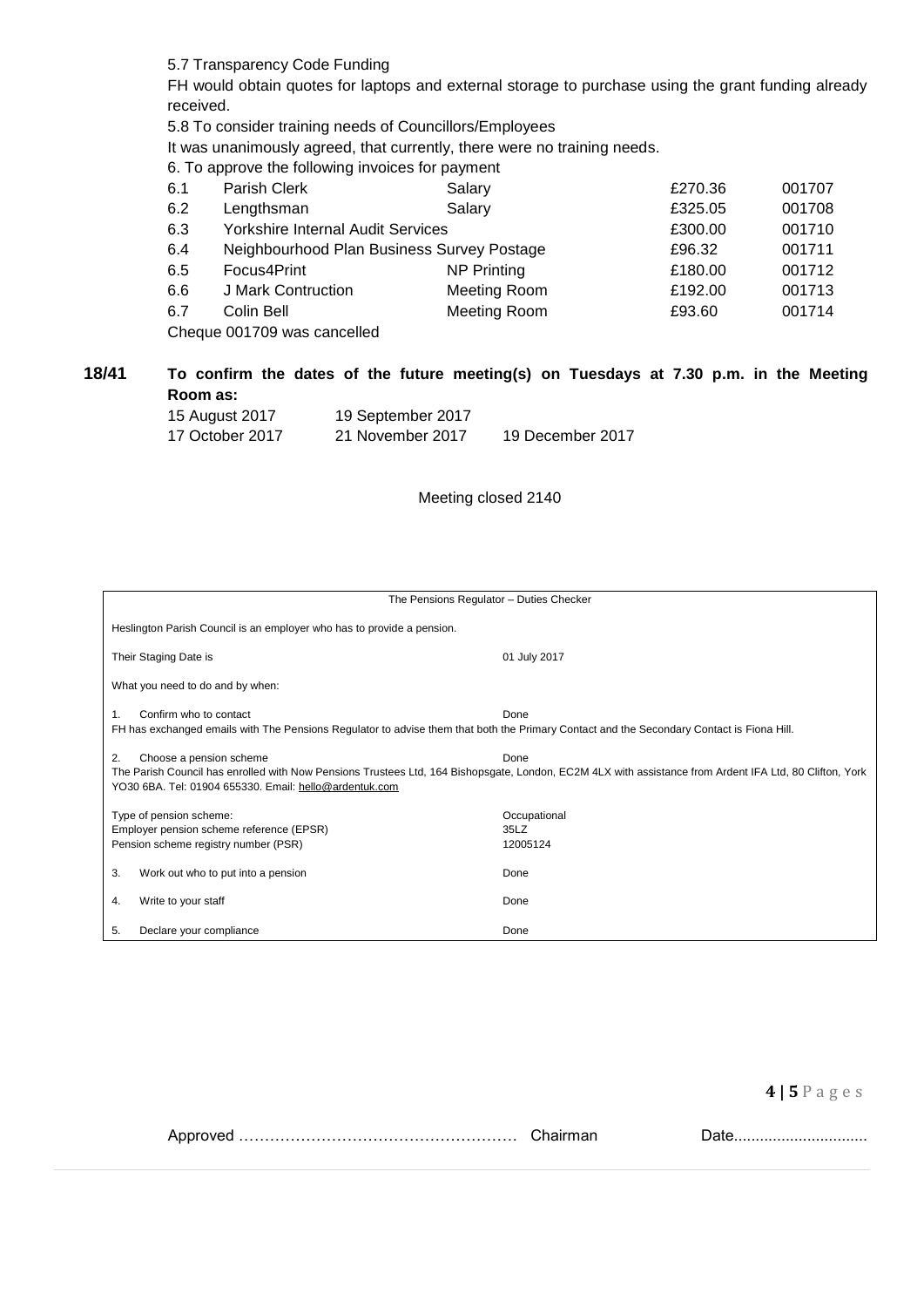5.7 Transparency Code Funding

FH would obtain quotes for laptops and external storage to purchase using the grant funding already received.

5.8 To consider training needs of Councillors/Employees

It was unanimously agreed, that currently, there were no training needs.

6. To approve the following invoices for payment

| | | | | |
|---|---|---|---|---|
| 6.1 | Parish Clerk | Salary | £270.36 | 001707 |
| 6.2 | Lengthsman | Salary | £325.05 | 001708 |
| 6.3 | Yorkshire Internal Audit Services | | £300.00 | 001710 |
| 6.4 | Neighbourhood Plan Business Survey Postage | | £96.32 | 001711 |
| 6.5 | Focus4Print | NP Printing | £180.00 | 001712 |
| 6.6 | J Mark Contruction | Meeting Room | £192.00 | 001713 |
| 6.7 | Colin Bell | Meeting Room | £93.60 | 001714 |

Cheque 001709 was cancelled

**18/41 To confirm the dates of the future meeting(s) on Tuesdays at 7.30 p.m. in the Meeting Room as:**

| | | |
|---|---|---|
| 15 August 2017 | 19 September 2017 | |
| 17 October 2017 | 21 November 2017 | 19 December 2017 |

Meeting closed 2140

| The Pensions Regulator – Duties Checker | |
|---|---|
| Heslington Parish Council is an employer who has to provide a pension. | |
| Their Staging Date is | 01 July 2017 |
| What you need to do and by when: | |
| 1. Confirm who to contact | Done |
| FH has exchanged emails with The Pensions Regulator to advise them that both the Primary Contact and the Secondary Contact is Fiona Hill. | |
| 2. Choose a pension scheme | Done |
| The Parish Council has enrolled with Now Pensions Trustees Ltd, 164 Bishopsgate, London, EC2M 4LX with assistance from Ardent IFA Ltd, 80 Clifton, York YO30 6BA. Tel: 01904 655330. Email: hello@ardentuk.com | |
| Type of pension scheme: | Occupational |
| Employer pension scheme reference (EPSR) | 35LZ |
| Pension scheme registry number (PSR) | 12005124 |
| 3. Work out who to put into a pension | Done |
| 4. Write to your staff | Done |
| 5. Declare your compliance | Done |

Approved …………………………………………… Chairman Date..............................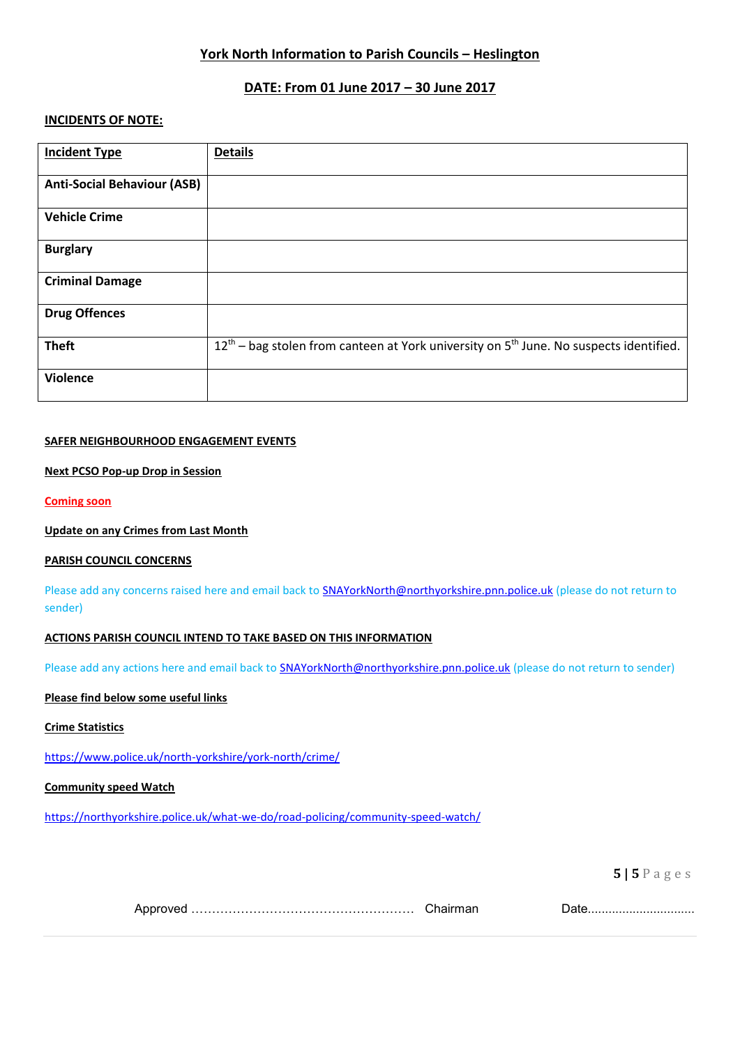# York North Information to Parish Councils – Heslington

## DATE: From 01 June 2017 – 30 June 2017

**INCIDENTS OF NOTE:**

| Incident Type | Details |
|---|---|
| **Anti-Social Behaviour (ASB)** | |
| **Vehicle Crime** | |
| **Burglary** | |
| **Criminal Damage** | |
| **Drug Offences** | |
| **Theft** | 12th – bag stolen from canteen at York university on 5th June. No suspects identified. |
| **Violence** | |

**SAFER NEIGHBOURHOOD ENGAGEMENT EVENTS**

**Next PCSO Pop-up Drop in Session**

**Coming soon**

**Update on any Crimes from Last Month**

**PARISH COUNCIL CONCERNS**

Please add any concerns raised here and email back to SNAYorkNorth@northyorkshire.pnn.police.uk (please do not return to sender)

**ACTIONS PARISH COUNCIL INTEND TO TAKE BASED ON THIS INFORMATION**

Please add any actions here and email back to SNAYorkNorth@northyorkshire.pnn.police.uk (please do not return to sender)

**Please find below some useful links**

**Crime Statistics**

https://www.police.uk/north-yorkshire/york-north/crime/

**Community speed Watch**

https://northyorkshire.police.uk/what-we-do/road-policing/community-speed-watch/

Approved ……………………………………………… Chairman Date...............................